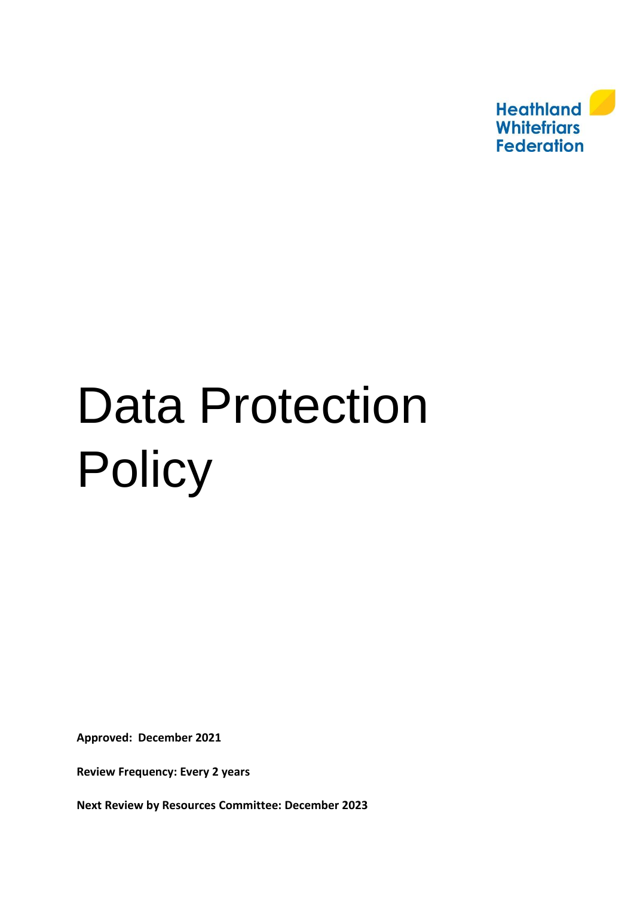Heathland Whitefriars Federation

# Data Protection Policy

**Approved: December 2021**

**Review Frequency: Every 2 years**

**Next Review by Resources Committee: December 2023**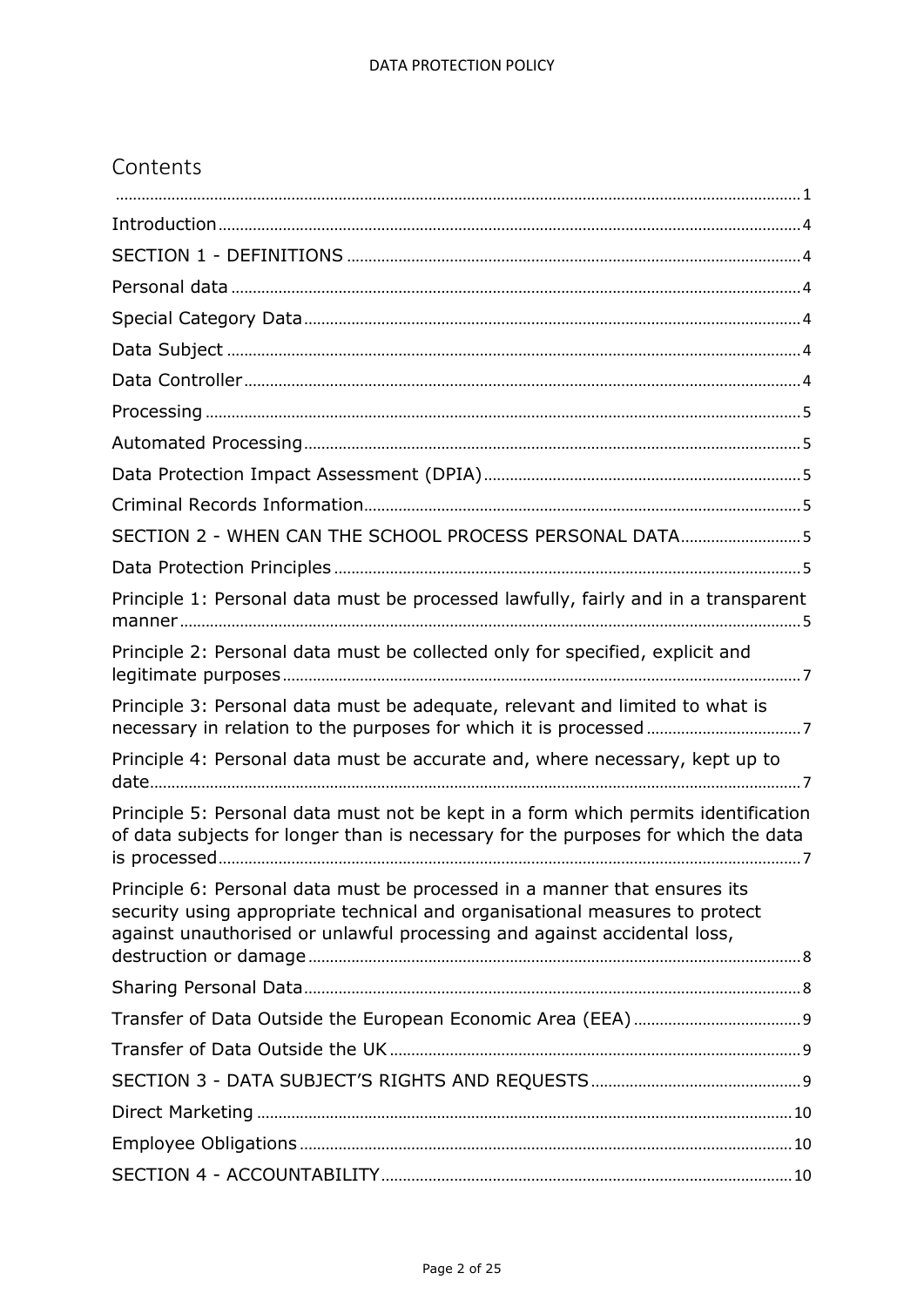# Contents

.......... 1

Introduction .......... 4

SECTION 1 - DEFINITIONS .......... 4

Personal data .......... 4

Special Category Data .......... 4

Data Subject .......... 4

Data Controller .......... 4

Processing .......... 5

Automated Processing .......... 5

Data Protection Impact Assessment (DPIA) .......... 5

Criminal Records Information .......... 5

SECTION 2 - WHEN CAN THE SCHOOL PROCESS PERSONAL DATA .......... 5

Data Protection Principles .......... 5

Principle 1: Personal data must be processed lawfully, fairly and in a transparent manner .......... 5

Principle 2: Personal data must be collected only for specified, explicit and legitimate purposes .......... 7

Principle 3: Personal data must be adequate, relevant and limited to what is necessary in relation to the purposes for which it is processed .......... 7

Principle 4: Personal data must be accurate and, where necessary, kept up to date .......... 7

Principle 5: Personal data must not be kept in a form which permits identification of data subjects for longer than is necessary for the purposes for which the data is processed .......... 7

Principle 6: Personal data must be processed in a manner that ensures its security using appropriate technical and organisational measures to protect against unauthorised or unlawful processing and against accidental loss, destruction or damage .......... 8

Sharing Personal Data .......... 8

Transfer of Data Outside the European Economic Area (EEA) .......... 9

Transfer of Data Outside the UK .......... 9

SECTION 3 - DATA SUBJECT'S RIGHTS AND REQUESTS .......... 9

Direct Marketing .......... 10

Employee Obligations .......... 10

SECTION 4 - ACCOUNTABILITY .......... 10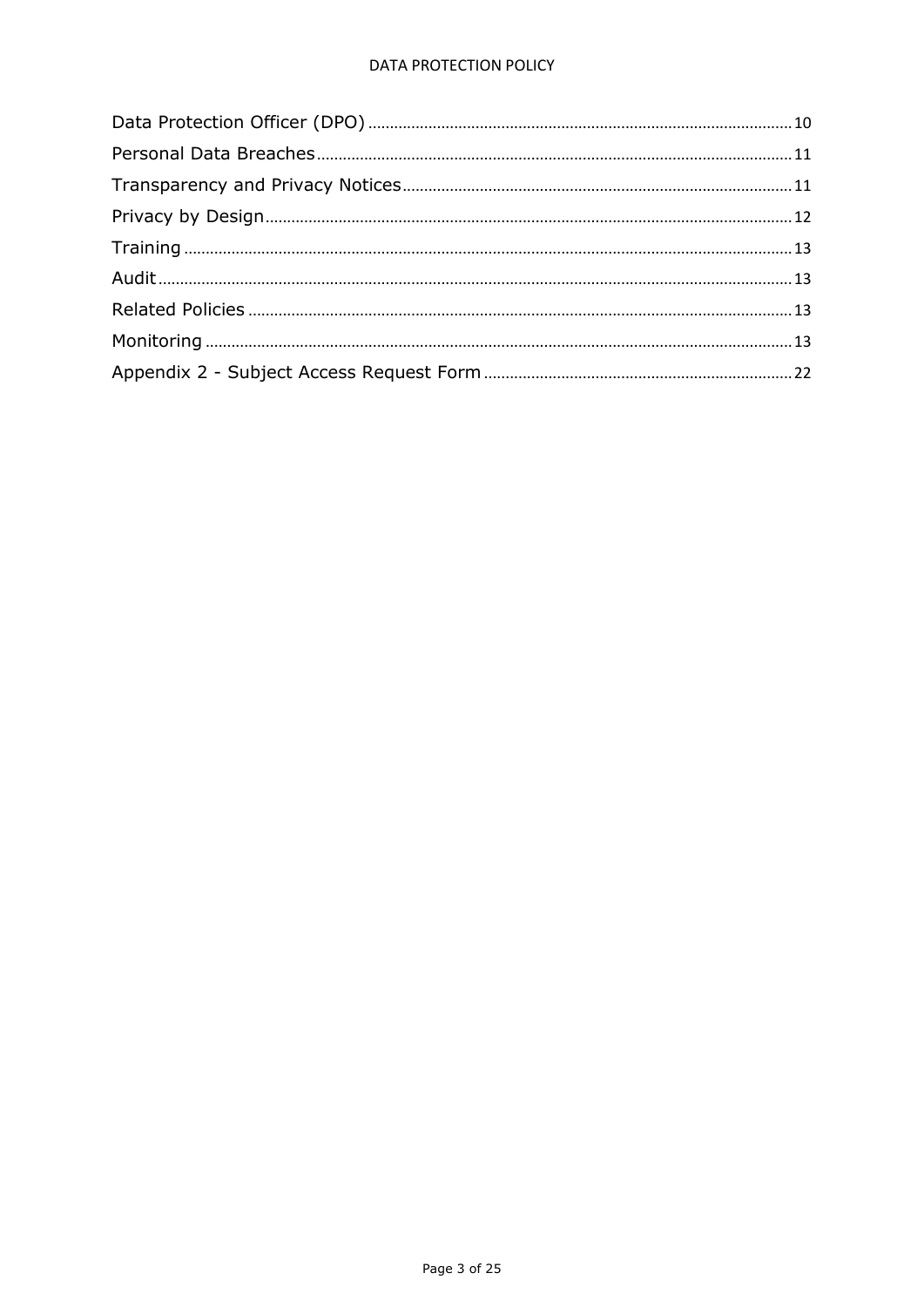Data Protection Officer (DPO) .......... 10
Personal Data Breaches .......... 11
Transparency and Privacy Notices .......... 11
Privacy by Design .......... 12
Training .......... 13
Audit .......... 13
Related Policies .......... 13
Monitoring .......... 13
Appendix 2 - Subject Access Request Form .......... 22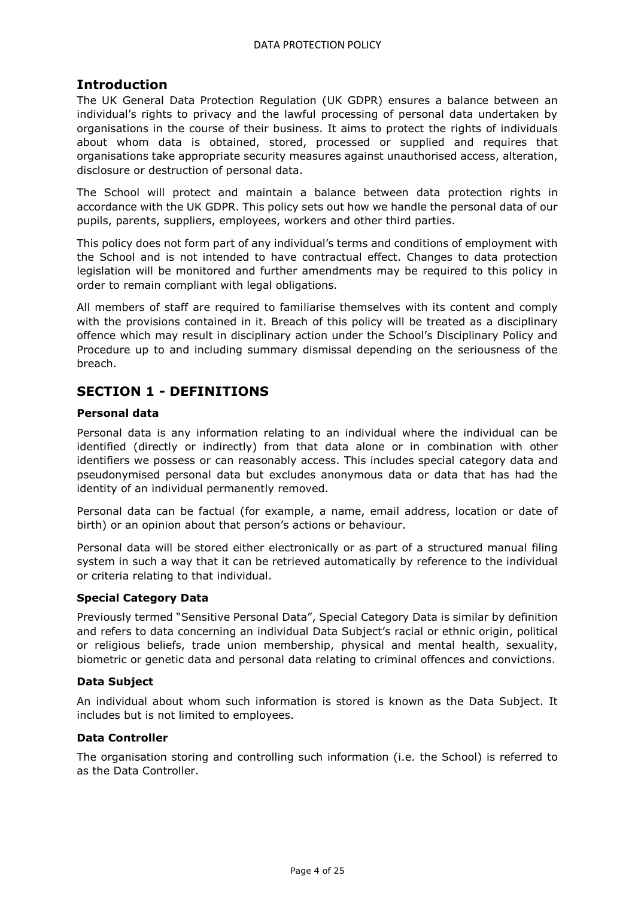## Introduction

The UK General Data Protection Regulation (UK GDPR) ensures a balance between an individual's rights to privacy and the lawful processing of personal data undertaken by organisations in the course of their business. It aims to protect the rights of individuals about whom data is obtained, stored, processed or supplied and requires that organisations take appropriate security measures against unauthorised access, alteration, disclosure or destruction of personal data.

The School will protect and maintain a balance between data protection rights in accordance with the UK GDPR. This policy sets out how we handle the personal data of our pupils, parents, suppliers, employees, workers and other third parties.

This policy does not form part of any individual's terms and conditions of employment with the School and is not intended to have contractual effect. Changes to data protection legislation will be monitored and further amendments may be required to this policy in order to remain compliant with legal obligations.

All members of staff are required to familiarise themselves with its content and comply with the provisions contained in it. Breach of this policy will be treated as a disciplinary offence which may result in disciplinary action under the School's Disciplinary Policy and Procedure up to and including summary dismissal depending on the seriousness of the breach.

## SECTION 1 - DEFINITIONS

### Personal data

Personal data is any information relating to an individual where the individual can be identified (directly or indirectly) from that data alone or in combination with other identifiers we possess or can reasonably access. This includes special category data and pseudonymised personal data but excludes anonymous data or data that has had the identity of an individual permanently removed.

Personal data can be factual (for example, a name, email address, location or date of birth) or an opinion about that person's actions or behaviour.

Personal data will be stored either electronically or as part of a structured manual filing system in such a way that it can be retrieved automatically by reference to the individual or criteria relating to that individual.

### Special Category Data

Previously termed "Sensitive Personal Data", Special Category Data is similar by definition and refers to data concerning an individual Data Subject's racial or ethnic origin, political or religious beliefs, trade union membership, physical and mental health, sexuality, biometric or genetic data and personal data relating to criminal offences and convictions.

### Data Subject

An individual about whom such information is stored is known as the Data Subject. It includes but is not limited to employees.

### Data Controller

The organisation storing and controlling such information (i.e. the School) is referred to as the Data Controller.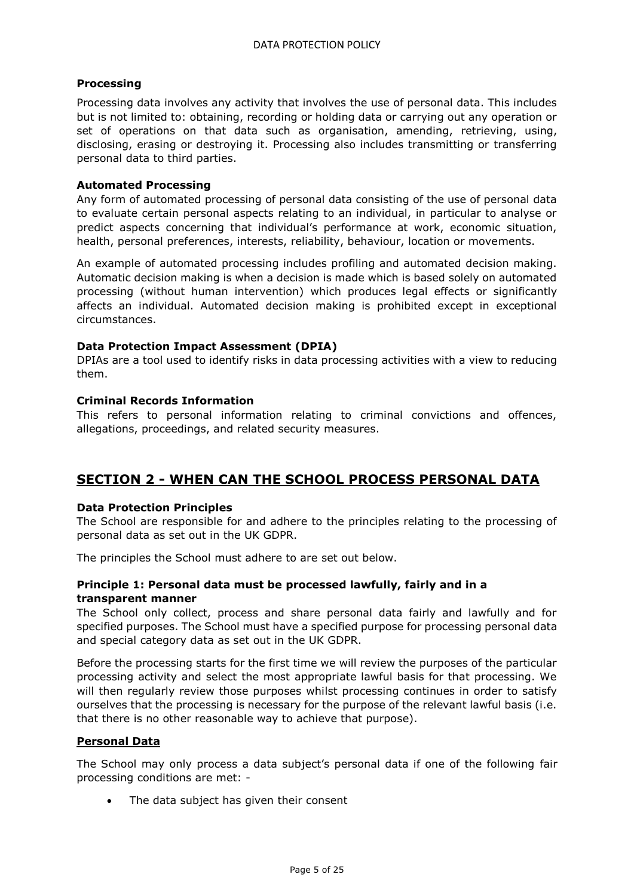### Processing

Processing data involves any activity that involves the use of personal data. This includes but is not limited to: obtaining, recording or holding data or carrying out any operation or set of operations on that data such as organisation, amending, retrieving, using, disclosing, erasing or destroying it. Processing also includes transmitting or transferring personal data to third parties.

### Automated Processing

Any form of automated processing of personal data consisting of the use of personal data to evaluate certain personal aspects relating to an individual, in particular to analyse or predict aspects concerning that individual's performance at work, economic situation, health, personal preferences, interests, reliability, behaviour, location or movements.

An example of automated processing includes profiling and automated decision making. Automatic decision making is when a decision is made which is based solely on automated processing (without human intervention) which produces legal effects or significantly affects an individual. Automated decision making is prohibited except in exceptional circumstances.

### Data Protection Impact Assessment (DPIA)

DPIAs are a tool used to identify risks in data processing activities with a view to reducing them.

### Criminal Records Information

This refers to personal information relating to criminal convictions and offences, allegations, proceedings, and related security measures.

## SECTION 2 - WHEN CAN THE SCHOOL PROCESS PERSONAL DATA

### Data Protection Principles

The School are responsible for and adhere to the principles relating to the processing of personal data as set out in the UK GDPR.

The principles the School must adhere to are set out below.

### Principle 1: Personal data must be processed lawfully, fairly and in a transparent manner

The School only collect, process and share personal data fairly and lawfully and for specified purposes. The School must have a specified purpose for processing personal data and special category data as set out in the UK GDPR.

Before the processing starts for the first time we will review the purposes of the particular processing activity and select the most appropriate lawful basis for that processing. We will then regularly review those purposes whilst processing continues in order to satisfy ourselves that the processing is necessary for the purpose of the relevant lawful basis (i.e. that there is no other reasonable way to achieve that purpose).

### Personal Data

The School may only process a data subject's personal data if one of the following fair processing conditions are met: -

- The data subject has given their consent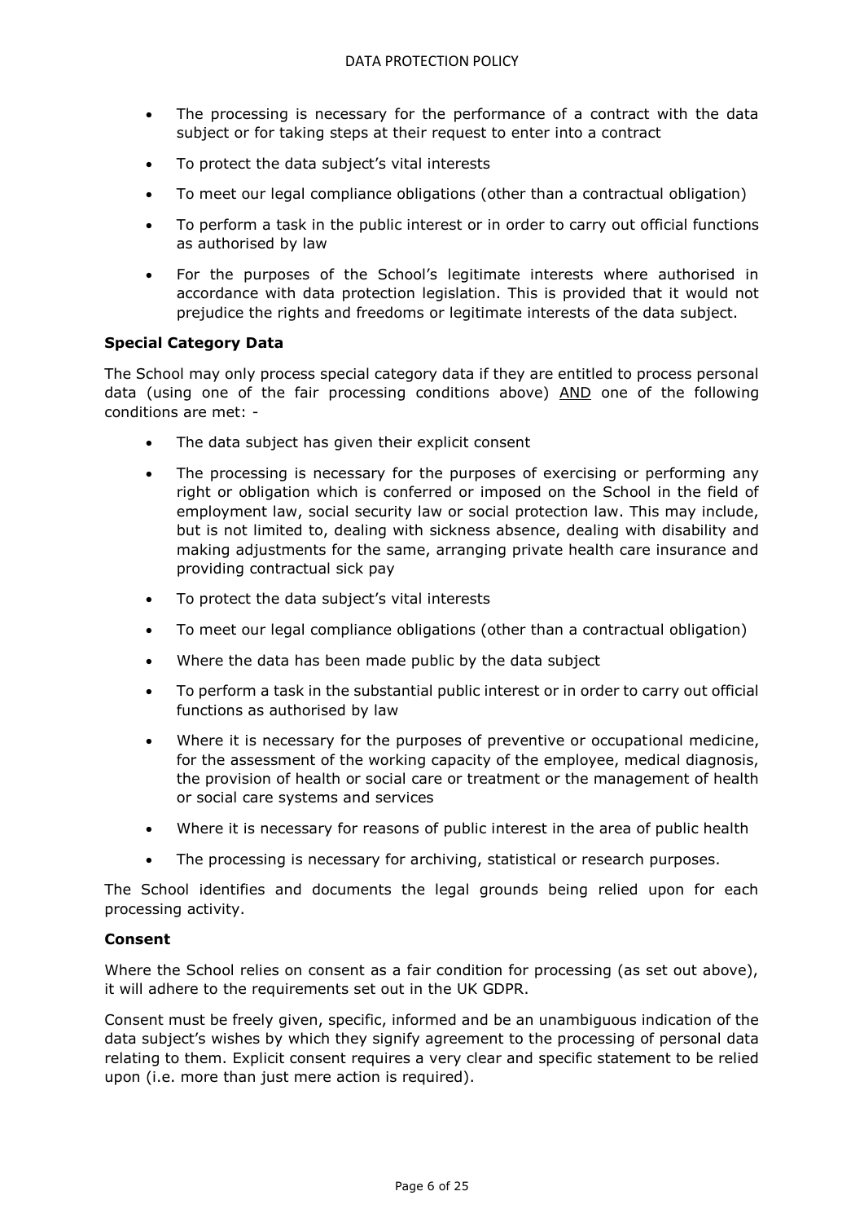- The processing is necessary for the performance of a contract with the data subject or for taking steps at their request to enter into a contract
- To protect the data subject's vital interests
- To meet our legal compliance obligations (other than a contractual obligation)
- To perform a task in the public interest or in order to carry out official functions as authorised by law
- For the purposes of the School's legitimate interests where authorised in accordance with data protection legislation. This is provided that it would not prejudice the rights and freedoms or legitimate interests of the data subject.

**Special Category Data**

The School may only process special category data if they are entitled to process personal data (using one of the fair processing conditions above) AND one of the following conditions are met: -

- The data subject has given their explicit consent
- The processing is necessary for the purposes of exercising or performing any right or obligation which is conferred or imposed on the School in the field of employment law, social security law or social protection law. This may include, but is not limited to, dealing with sickness absence, dealing with disability and making adjustments for the same, arranging private health care insurance and providing contractual sick pay
- To protect the data subject's vital interests
- To meet our legal compliance obligations (other than a contractual obligation)
- Where the data has been made public by the data subject
- To perform a task in the substantial public interest or in order to carry out official functions as authorised by law
- Where it is necessary for the purposes of preventive or occupational medicine, for the assessment of the working capacity of the employee, medical diagnosis, the provision of health or social care or treatment or the management of health or social care systems and services
- Where it is necessary for reasons of public interest in the area of public health
- The processing is necessary for archiving, statistical or research purposes.

The School identifies and documents the legal grounds being relied upon for each processing activity.

**Consent**

Where the School relies on consent as a fair condition for processing (as set out above), it will adhere to the requirements set out in the UK GDPR.

Consent must be freely given, specific, informed and be an unambiguous indication of the data subject's wishes by which they signify agreement to the processing of personal data relating to them. Explicit consent requires a very clear and specific statement to be relied upon (i.e. more than just mere action is required).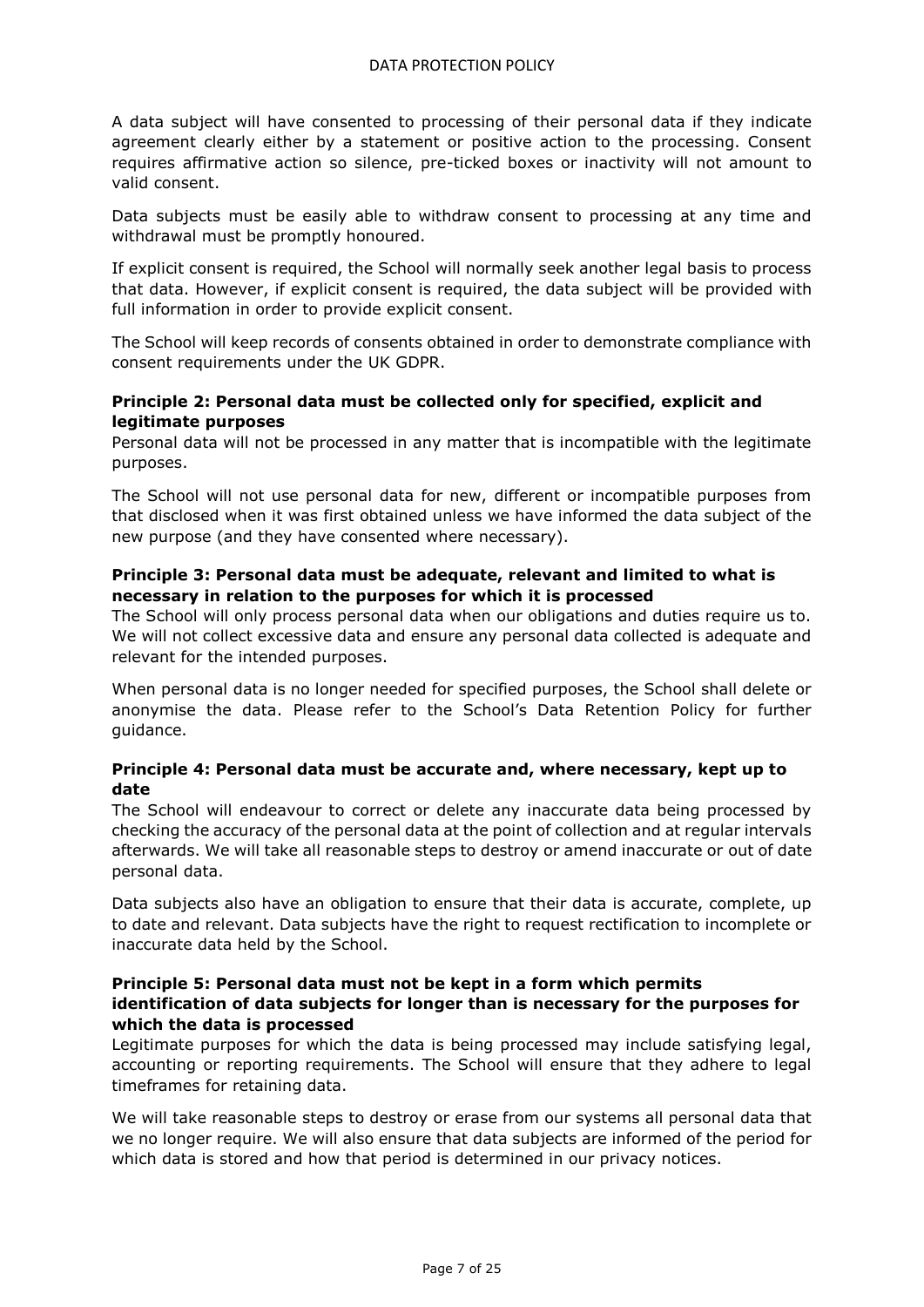A data subject will have consented to processing of their personal data if they indicate agreement clearly either by a statement or positive action to the processing. Consent requires affirmative action so silence, pre-ticked boxes or inactivity will not amount to valid consent.

Data subjects must be easily able to withdraw consent to processing at any time and withdrawal must be promptly honoured.

If explicit consent is required, the School will normally seek another legal basis to process that data. However, if explicit consent is required, the data subject will be provided with full information in order to provide explicit consent.

The School will keep records of consents obtained in order to demonstrate compliance with consent requirements under the UK GDPR.

**Principle 2: Personal data must be collected only for specified, explicit and legitimate purposes**

Personal data will not be processed in any matter that is incompatible with the legitimate purposes.

The School will not use personal data for new, different or incompatible purposes from that disclosed when it was first obtained unless we have informed the data subject of the new purpose (and they have consented where necessary).

**Principle 3: Personal data must be adequate, relevant and limited to what is necessary in relation to the purposes for which it is processed**

The School will only process personal data when our obligations and duties require us to. We will not collect excessive data and ensure any personal data collected is adequate and relevant for the intended purposes.

When personal data is no longer needed for specified purposes, the School shall delete or anonymise the data. Please refer to the School's Data Retention Policy for further guidance.

**Principle 4: Personal data must be accurate and, where necessary, kept up to date**

The School will endeavour to correct or delete any inaccurate data being processed by checking the accuracy of the personal data at the point of collection and at regular intervals afterwards. We will take all reasonable steps to destroy or amend inaccurate or out of date personal data.

Data subjects also have an obligation to ensure that their data is accurate, complete, up to date and relevant. Data subjects have the right to request rectification to incomplete or inaccurate data held by the School.

**Principle 5: Personal data must not be kept in a form which permits identification of data subjects for longer than is necessary for the purposes for which the data is processed**

Legitimate purposes for which the data is being processed may include satisfying legal, accounting or reporting requirements. The School will ensure that they adhere to legal timeframes for retaining data.

We will take reasonable steps to destroy or erase from our systems all personal data that we no longer require. We will also ensure that data subjects are informed of the period for which data is stored and how that period is determined in our privacy notices.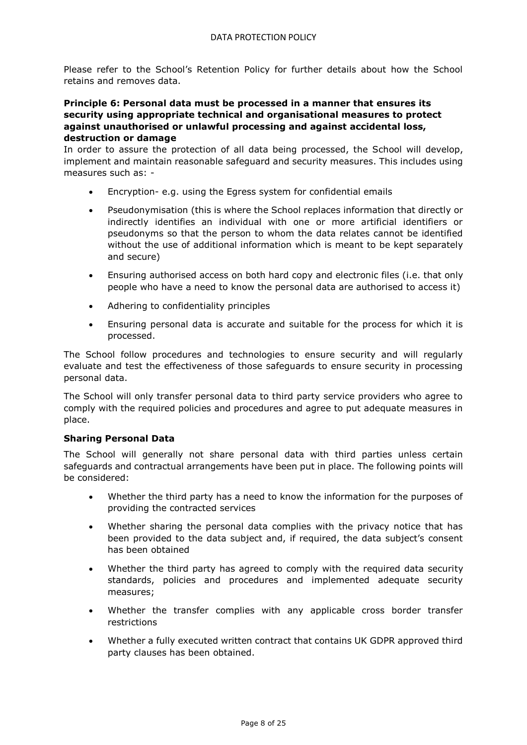Please refer to the School's Retention Policy for further details about how the School retains and removes data.

**Principle 6: Personal data must be processed in a manner that ensures its security using appropriate technical and organisational measures to protect against unauthorised or unlawful processing and against accidental loss, destruction or damage**

In order to assure the protection of all data being processed, the School will develop, implement and maintain reasonable safeguard and security measures. This includes using measures such as: -

- Encryption- e.g. using the Egress system for confidential emails
- Pseudonymisation (this is where the School replaces information that directly or indirectly identifies an individual with one or more artificial identifiers or pseudonyms so that the person to whom the data relates cannot be identified without the use of additional information which is meant to be kept separately and secure)
- Ensuring authorised access on both hard copy and electronic files (i.e. that only people who have a need to know the personal data are authorised to access it)
- Adhering to confidentiality principles
- Ensuring personal data is accurate and suitable for the process for which it is processed.

The School follow procedures and technologies to ensure security and will regularly evaluate and test the effectiveness of those safeguards to ensure security in processing personal data.

The School will only transfer personal data to third party service providers who agree to comply with the required policies and procedures and agree to put adequate measures in place.

**Sharing Personal Data**

The School will generally not share personal data with third parties unless certain safeguards and contractual arrangements have been put in place. The following points will be considered:

- Whether the third party has a need to know the information for the purposes of providing the contracted services
- Whether sharing the personal data complies with the privacy notice that has been provided to the data subject and, if required, the data subject's consent has been obtained
- Whether the third party has agreed to comply with the required data security standards, policies and procedures and implemented adequate security measures;
- Whether the transfer complies with any applicable cross border transfer restrictions
- Whether a fully executed written contract that contains UK GDPR approved third party clauses has been obtained.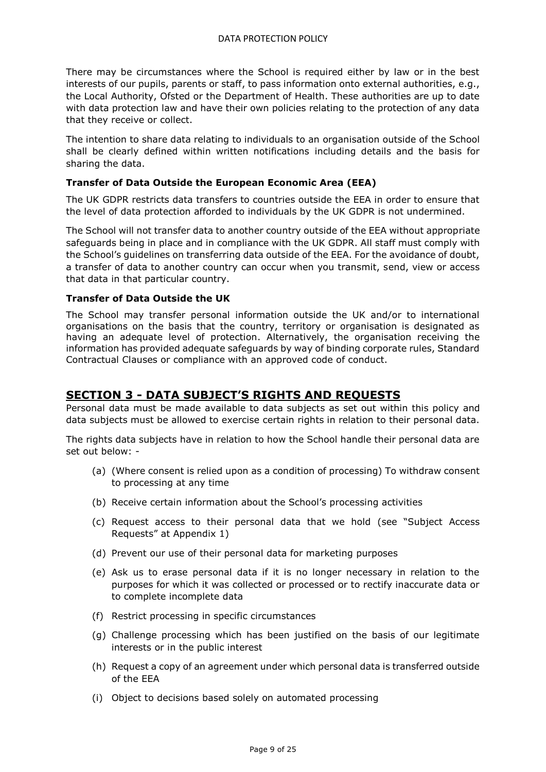There may be circumstances where the School is required either by law or in the best interests of our pupils, parents or staff, to pass information onto external authorities, e.g., the Local Authority, Ofsted or the Department of Health. These authorities are up to date with data protection law and have their own policies relating to the protection of any data that they receive or collect.

The intention to share data relating to individuals to an organisation outside of the School shall be clearly defined within written notifications including details and the basis for sharing the data.

**Transfer of Data Outside the European Economic Area (EEA)**

The UK GDPR restricts data transfers to countries outside the EEA in order to ensure that the level of data protection afforded to individuals by the UK GDPR is not undermined.

The School will not transfer data to another country outside of the EEA without appropriate safeguards being in place and in compliance with the UK GDPR. All staff must comply with the School's guidelines on transferring data outside of the EEA. For the avoidance of doubt, a transfer of data to another country can occur when you transmit, send, view or access that data in that particular country.

**Transfer of Data Outside the UK**

The School may transfer personal information outside the UK and/or to international organisations on the basis that the country, territory or organisation is designated as having an adequate level of protection. Alternatively, the organisation receiving the information has provided adequate safeguards by way of binding corporate rules, Standard Contractual Clauses or compliance with an approved code of conduct.

## SECTION 3 - DATA SUBJECT'S RIGHTS AND REQUESTS

Personal data must be made available to data subjects as set out within this policy and data subjects must be allowed to exercise certain rights in relation to their personal data.

The rights data subjects have in relation to how the School handle their personal data are set out below: -

(a) (Where consent is relied upon as a condition of processing) To withdraw consent to processing at any time

(b) Receive certain information about the School's processing activities

(c) Request access to their personal data that we hold (see "Subject Access Requests" at Appendix 1)

(d) Prevent our use of their personal data for marketing purposes

(e) Ask us to erase personal data if it is no longer necessary in relation to the purposes for which it was collected or processed or to rectify inaccurate data or to complete incomplete data

(f) Restrict processing in specific circumstances

(g) Challenge processing which has been justified on the basis of our legitimate interests or in the public interest

(h) Request a copy of an agreement under which personal data is transferred outside of the EEA

(i) Object to decisions based solely on automated processing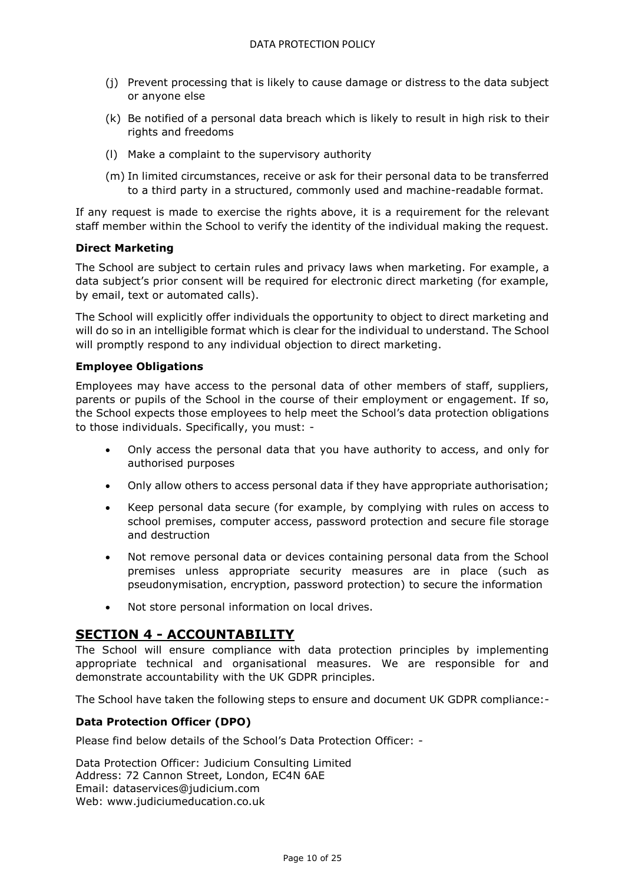(j) Prevent processing that is likely to cause damage or distress to the data subject or anyone else

(k) Be notified of a personal data breach which is likely to result in high risk to their rights and freedoms

(l) Make a complaint to the supervisory authority

(m) In limited circumstances, receive or ask for their personal data to be transferred to a third party in a structured, commonly used and machine-readable format.

If any request is made to exercise the rights above, it is a requirement for the relevant staff member within the School to verify the identity of the individual making the request.

**Direct Marketing**

The School are subject to certain rules and privacy laws when marketing. For example, a data subject's prior consent will be required for electronic direct marketing (for example, by email, text or automated calls).

The School will explicitly offer individuals the opportunity to object to direct marketing and will do so in an intelligible format which is clear for the individual to understand. The School will promptly respond to any individual objection to direct marketing.

**Employee Obligations**

Employees may have access to the personal data of other members of staff, suppliers, parents or pupils of the School in the course of their employment or engagement. If so, the School expects those employees to help meet the School's data protection obligations to those individuals. Specifically, you must: -

- Only access the personal data that you have authority to access, and only for authorised purposes
- Only allow others to access personal data if they have appropriate authorisation;
- Keep personal data secure (for example, by complying with rules on access to school premises, computer access, password protection and secure file storage and destruction
- Not remove personal data or devices containing personal data from the School premises unless appropriate security measures are in place (such as pseudonymisation, encryption, password protection) to secure the information
- Not store personal information on local drives.

## SECTION 4 - ACCOUNTABILITY

The School will ensure compliance with data protection principles by implementing appropriate technical and organisational measures. We are responsible for and demonstrate accountability with the UK GDPR principles.

The School have taken the following steps to ensure and document UK GDPR compliance:-

**Data Protection Officer (DPO)**

Please find below details of the School's Data Protection Officer: -

Data Protection Officer: Judicium Consulting Limited
Address: 72 Cannon Street, London, EC4N 6AE
Email: dataservices@judicium.com
Web: www.judiciumeducation.co.uk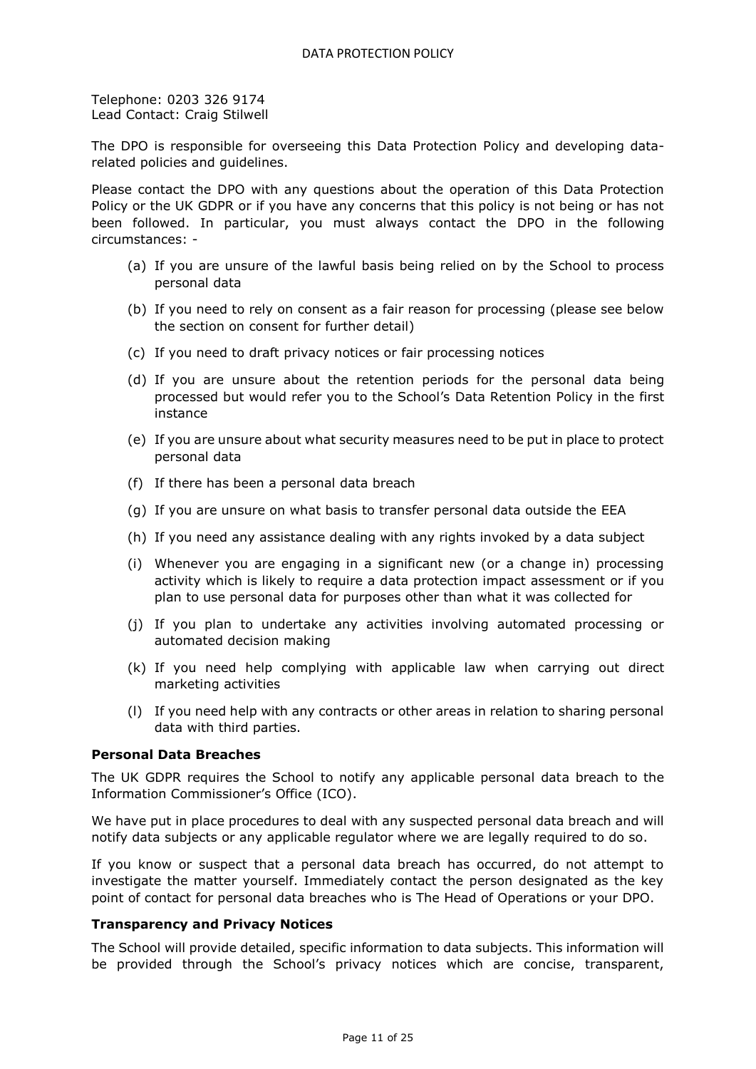Telephone: 0203 326 9174
Lead Contact: Craig Stilwell

The DPO is responsible for overseeing this Data Protection Policy and developing data-related policies and guidelines.

Please contact the DPO with any questions about the operation of this Data Protection Policy or the UK GDPR or if you have any concerns that this policy is not being or has not been followed. In particular, you must always contact the DPO in the following circumstances: -

(a) If you are unsure of the lawful basis being relied on by the School to process personal data

(b) If you need to rely on consent as a fair reason for processing (please see below the section on consent for further detail)

(c) If you need to draft privacy notices or fair processing notices

(d) If you are unsure about the retention periods for the personal data being processed but would refer you to the School's Data Retention Policy in the first instance

(e) If you are unsure about what security measures need to be put in place to protect personal data

(f) If there has been a personal data breach

(g) If you are unsure on what basis to transfer personal data outside the EEA

(h) If you need any assistance dealing with any rights invoked by a data subject

(i) Whenever you are engaging in a significant new (or a change in) processing activity which is likely to require a data protection impact assessment or if you plan to use personal data for purposes other than what it was collected for

(j) If you plan to undertake any activities involving automated processing or automated decision making

(k) If you need help complying with applicable law when carrying out direct marketing activities

(l) If you need help with any contracts or other areas in relation to sharing personal data with third parties.

**Personal Data Breaches**

The UK GDPR requires the School to notify any applicable personal data breach to the Information Commissioner's Office (ICO).

We have put in place procedures to deal with any suspected personal data breach and will notify data subjects or any applicable regulator where we are legally required to do so.

If you know or suspect that a personal data breach has occurred, do not attempt to investigate the matter yourself. Immediately contact the person designated as the key point of contact for personal data breaches who is The Head of Operations or your DPO.

**Transparency and Privacy Notices**

The School will provide detailed, specific information to data subjects. This information will be provided through the School's privacy notices which are concise, transparent,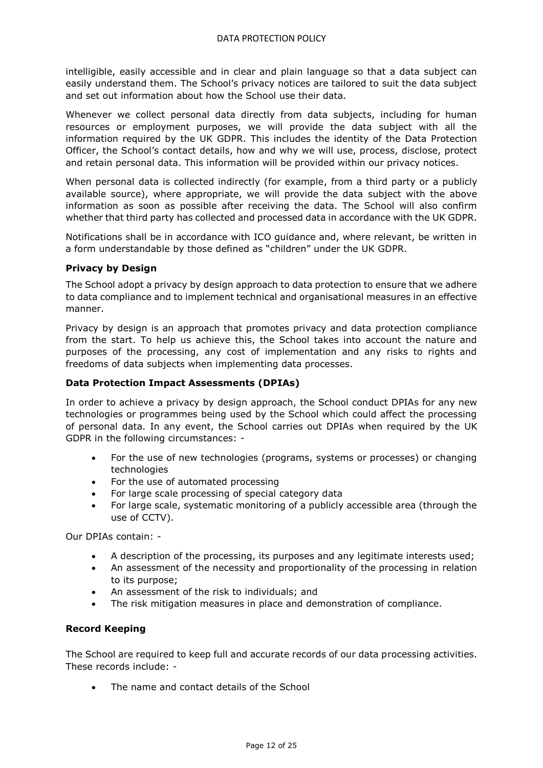intelligible, easily accessible and in clear and plain language so that a data subject can easily understand them. The School's privacy notices are tailored to suit the data subject and set out information about how the School use their data.

Whenever we collect personal data directly from data subjects, including for human resources or employment purposes, we will provide the data subject with all the information required by the UK GDPR. This includes the identity of the Data Protection Officer, the School's contact details, how and why we will use, process, disclose, protect and retain personal data. This information will be provided within our privacy notices.

When personal data is collected indirectly (for example, from a third party or a publicly available source), where appropriate, we will provide the data subject with the above information as soon as possible after receiving the data. The School will also confirm whether that third party has collected and processed data in accordance with the UK GDPR.

Notifications shall be in accordance with ICO guidance and, where relevant, be written in a form understandable by those defined as "children" under the UK GDPR.

**Privacy by Design**

The School adopt a privacy by design approach to data protection to ensure that we adhere to data compliance and to implement technical and organisational measures in an effective manner.

Privacy by design is an approach that promotes privacy and data protection compliance from the start. To help us achieve this, the School takes into account the nature and purposes of the processing, any cost of implementation and any risks to rights and freedoms of data subjects when implementing data processes.

**Data Protection Impact Assessments (DPIAs)**

In order to achieve a privacy by design approach, the School conduct DPIAs for any new technologies or programmes being used by the School which could affect the processing of personal data. In any event, the School carries out DPIAs when required by the UK GDPR in the following circumstances: -

- For the use of new technologies (programs, systems or processes) or changing technologies
- For the use of automated processing
- For large scale processing of special category data
- For large scale, systematic monitoring of a publicly accessible area (through the use of CCTV).

Our DPIAs contain: -

- A description of the processing, its purposes and any legitimate interests used;
- An assessment of the necessity and proportionality of the processing in relation to its purpose;
- An assessment of the risk to individuals; and
- The risk mitigation measures in place and demonstration of compliance.

**Record Keeping**

The School are required to keep full and accurate records of our data processing activities. These records include: -

- The name and contact details of the School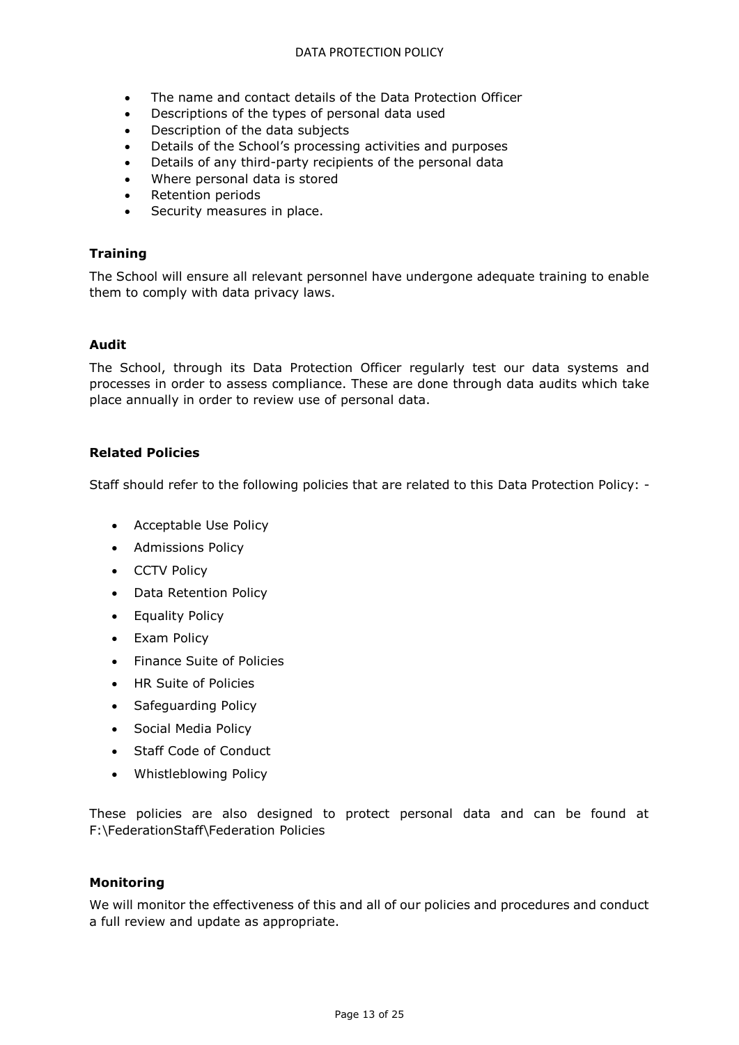- The name and contact details of the Data Protection Officer
- Descriptions of the types of personal data used
- Description of the data subjects
- Details of the School's processing activities and purposes
- Details of any third-party recipients of the personal data
- Where personal data is stored
- Retention periods
- Security measures in place.

### Training

The School will ensure all relevant personnel have undergone adequate training to enable them to comply with data privacy laws.

### Audit

The School, through its Data Protection Officer regularly test our data systems and processes in order to assess compliance. These are done through data audits which take place annually in order to review use of personal data.

### Related Policies

Staff should refer to the following policies that are related to this Data Protection Policy: -

- Acceptable Use Policy
- Admissions Policy
- CCTV Policy
- Data Retention Policy
- Equality Policy
- Exam Policy
- Finance Suite of Policies
- HR Suite of Policies
- Safeguarding Policy
- Social Media Policy
- Staff Code of Conduct
- Whistleblowing Policy

These policies are also designed to protect personal data and can be found at F:\FederationStaff\Federation Policies

### Monitoring

We will monitor the effectiveness of this and all of our policies and procedures and conduct a full review and update as appropriate.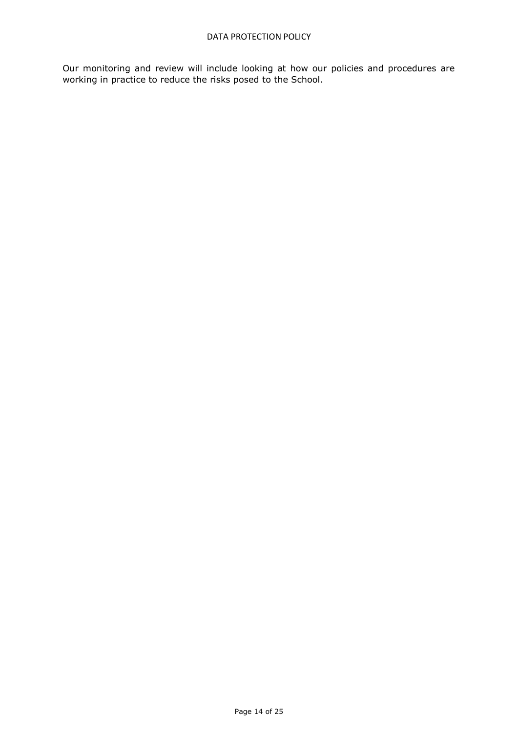Our monitoring and review will include looking at how our policies and procedures are working in practice to reduce the risks posed to the School.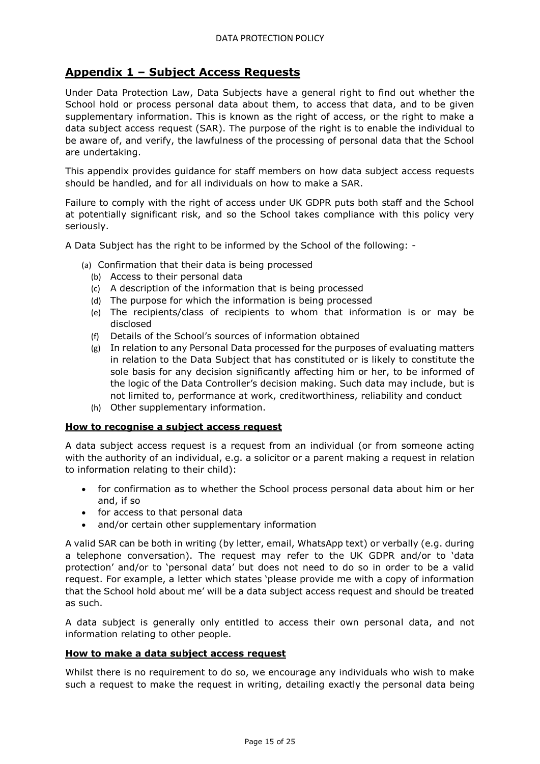## Appendix 1 – Subject Access Requests

Under Data Protection Law, Data Subjects have a general right to find out whether the School hold or process personal data about them, to access that data, and to be given supplementary information. This is known as the right of access, or the right to make a data subject access request (SAR). The purpose of the right is to enable the individual to be aware of, and verify, the lawfulness of the processing of personal data that the School are undertaking.

This appendix provides guidance for staff members on how data subject access requests should be handled, and for all individuals on how to make a SAR.

Failure to comply with the right of access under UK GDPR puts both staff and the School at potentially significant risk, and so the School takes compliance with this policy very seriously.

A Data Subject has the right to be informed by the School of the following: -

(a) Confirmation that their data is being processed
(b) Access to their personal data
(c) A description of the information that is being processed
(d) The purpose for which the information is being processed
(e) The recipients/class of recipients to whom that information is or may be disclosed
(f) Details of the School's sources of information obtained
(g) In relation to any Personal Data processed for the purposes of evaluating matters in relation to the Data Subject that has constituted or is likely to constitute the sole basis for any decision significantly affecting him or her, to be informed of the logic of the Data Controller's decision making. Such data may include, but is not limited to, performance at work, creditworthiness, reliability and conduct
(h) Other supplementary information.

**How to recognise a subject access request**

A data subject access request is a request from an individual (or from someone acting with the authority of an individual, e.g. a solicitor or a parent making a request in relation to information relating to their child):

- for confirmation as to whether the School process personal data about him or her and, if so
- for access to that personal data
- and/or certain other supplementary information

A valid SAR can be both in writing (by letter, email, WhatsApp text) or verbally (e.g. during a telephone conversation). The request may refer to the UK GDPR and/or to 'data protection' and/or to 'personal data' but does not need to do so in order to be a valid request. For example, a letter which states 'please provide me with a copy of information that the School hold about me' will be a data subject access request and should be treated as such.

A data subject is generally only entitled to access their own personal data, and not information relating to other people.

**How to make a data subject access request**

Whilst there is no requirement to do so, we encourage any individuals who wish to make such a request to make the request in writing, detailing exactly the personal data being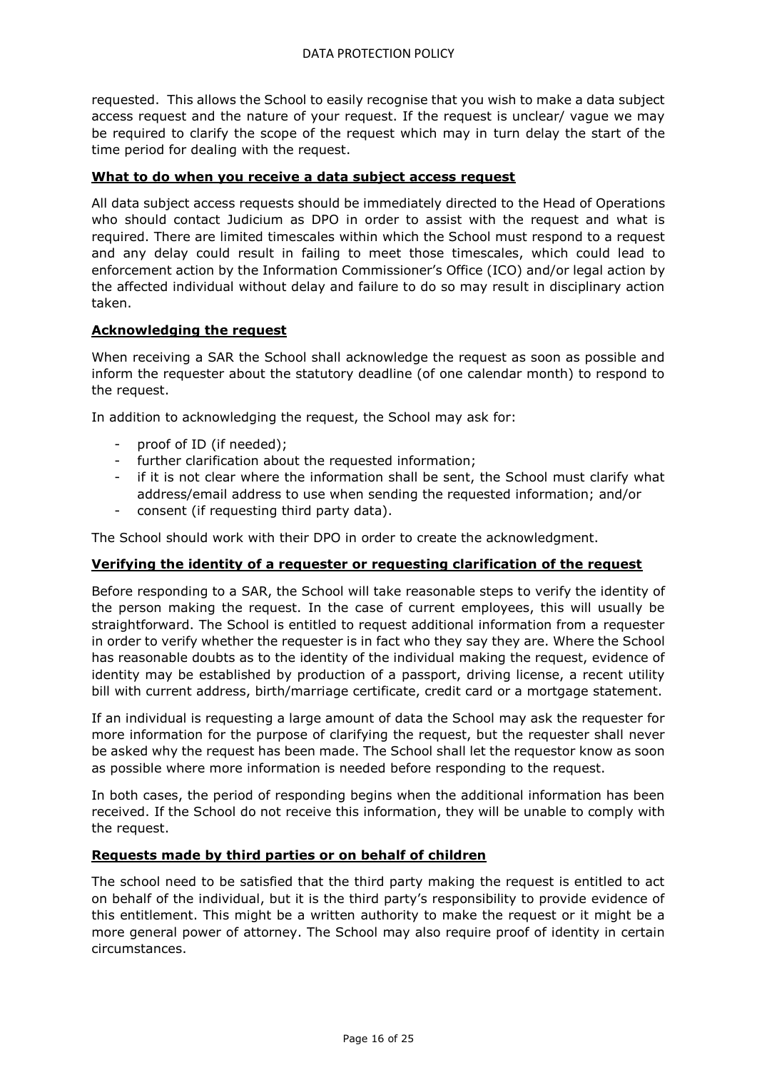requested. This allows the School to easily recognise that you wish to make a data subject access request and the nature of your request. If the request is unclear/ vague we may be required to clarify the scope of the request which may in turn delay the start of the time period for dealing with the request.

**What to do when you receive a data subject access request**

All data subject access requests should be immediately directed to the Head of Operations who should contact Judicium as DPO in order to assist with the request and what is required. There are limited timescales within which the School must respond to a request and any delay could result in failing to meet those timescales, which could lead to enforcement action by the Information Commissioner's Office (ICO) and/or legal action by the affected individual without delay and failure to do so may result in disciplinary action taken.

**Acknowledging the request**

When receiving a SAR the School shall acknowledge the request as soon as possible and inform the requester about the statutory deadline (of one calendar month) to respond to the request.

In addition to acknowledging the request, the School may ask for:

- proof of ID (if needed);
- further clarification about the requested information;
- if it is not clear where the information shall be sent, the School must clarify what address/email address to use when sending the requested information; and/or
- consent (if requesting third party data).

The School should work with their DPO in order to create the acknowledgment.

**Verifying the identity of a requester or requesting clarification of the request**

Before responding to a SAR, the School will take reasonable steps to verify the identity of the person making the request. In the case of current employees, this will usually be straightforward. The School is entitled to request additional information from a requester in order to verify whether the requester is in fact who they say they are. Where the School has reasonable doubts as to the identity of the individual making the request, evidence of identity may be established by production of a passport, driving license, a recent utility bill with current address, birth/marriage certificate, credit card or a mortgage statement.

If an individual is requesting a large amount of data the School may ask the requester for more information for the purpose of clarifying the request, but the requester shall never be asked why the request has been made. The School shall let the requestor know as soon as possible where more information is needed before responding to the request.

In both cases, the period of responding begins when the additional information has been received. If the School do not receive this information, they will be unable to comply with the request.

**Requests made by third parties or on behalf of children**

The school need to be satisfied that the third party making the request is entitled to act on behalf of the individual, but it is the third party's responsibility to provide evidence of this entitlement. This might be a written authority to make the request or it might be a more general power of attorney. The School may also require proof of identity in certain circumstances.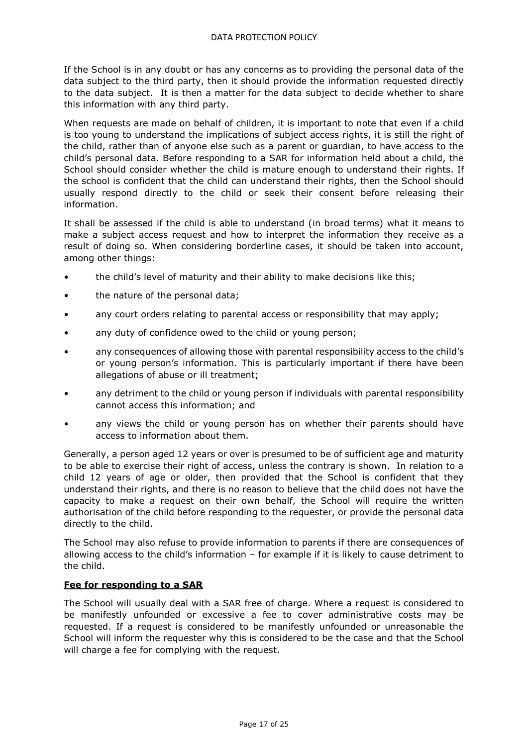If the School is in any doubt or has any concerns as to providing the personal data of the data subject to the third party, then it should provide the information requested directly to the data subject. It is then a matter for the data subject to decide whether to share this information with any third party.

When requests are made on behalf of children, it is important to note that even if a child is too young to understand the implications of subject access rights, it is still the right of the child, rather than of anyone else such as a parent or guardian, to have access to the child's personal data. Before responding to a SAR for information held about a child, the School should consider whether the child is mature enough to understand their rights. If the school is confident that the child can understand their rights, then the School should usually respond directly to the child or seek their consent before releasing their information.

It shall be assessed if the child is able to understand (in broad terms) what it means to make a subject access request and how to interpret the information they receive as a result of doing so. When considering borderline cases, it should be taken into account, among other things:

- the child's level of maturity and their ability to make decisions like this;
- the nature of the personal data;
- any court orders relating to parental access or responsibility that may apply;
- any duty of confidence owed to the child or young person;
- any consequences of allowing those with parental responsibility access to the child's or young person's information. This is particularly important if there have been allegations of abuse or ill treatment;
- any detriment to the child or young person if individuals with parental responsibility cannot access this information; and
- any views the child or young person has on whether their parents should have access to information about them.

Generally, a person aged 12 years or over is presumed to be of sufficient age and maturity to be able to exercise their right of access, unless the contrary is shown. In relation to a child 12 years of age or older, then provided that the School is confident that they understand their rights, and there is no reason to believe that the child does not have the capacity to make a request on their own behalf, the School will require the written authorisation of the child before responding to the requester, or provide the personal data directly to the child.

The School may also refuse to provide information to parents if there are consequences of allowing access to the child's information – for example if it is likely to cause detriment to the child.

**Fee for responding to a SAR**

The School will usually deal with a SAR free of charge. Where a request is considered to be manifestly unfounded or excessive a fee to cover administrative costs may be requested. If a request is considered to be manifestly unfounded or unreasonable the School will inform the requester why this is considered to be the case and that the School will charge a fee for complying with the request.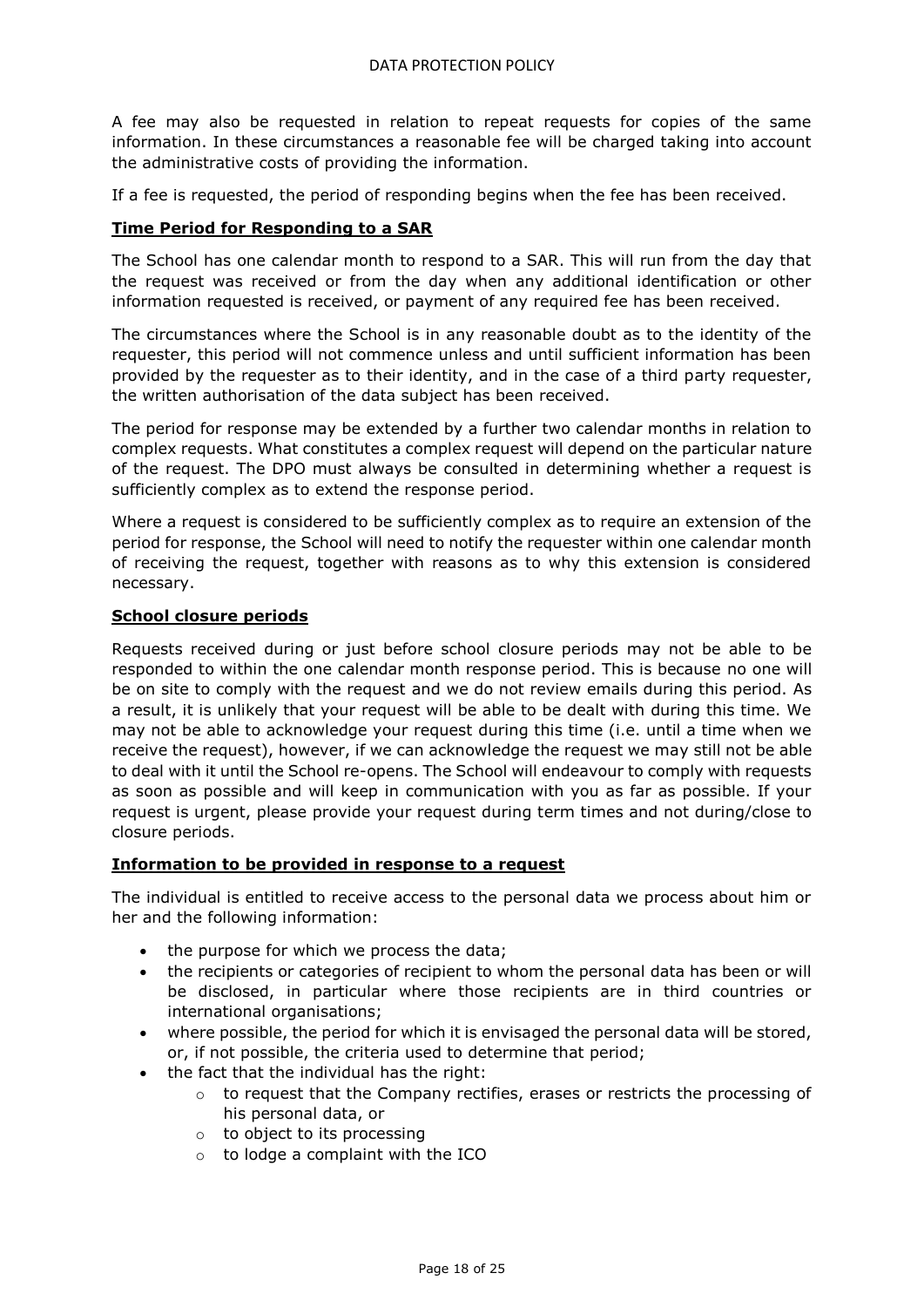A fee may also be requested in relation to repeat requests for copies of the same information. In these circumstances a reasonable fee will be charged taking into account the administrative costs of providing the information.

If a fee is requested, the period of responding begins when the fee has been received.

**Time Period for Responding to a SAR**

The School has one calendar month to respond to a SAR. This will run from the day that the request was received or from the day when any additional identification or other information requested is received, or payment of any required fee has been received.

The circumstances where the School is in any reasonable doubt as to the identity of the requester, this period will not commence unless and until sufficient information has been provided by the requester as to their identity, and in the case of a third party requester, the written authorisation of the data subject has been received.

The period for response may be extended by a further two calendar months in relation to complex requests. What constitutes a complex request will depend on the particular nature of the request. The DPO must always be consulted in determining whether a request is sufficiently complex as to extend the response period.

Where a request is considered to be sufficiently complex as to require an extension of the period for response, the School will need to notify the requester within one calendar month of receiving the request, together with reasons as to why this extension is considered necessary.

**School closure periods**

Requests received during or just before school closure periods may not be able to be responded to within the one calendar month response period. This is because no one will be on site to comply with the request and we do not review emails during this period. As a result, it is unlikely that your request will be able to be dealt with during this time. We may not be able to acknowledge your request during this time (i.e. until a time when we receive the request), however, if we can acknowledge the request we may still not be able to deal with it until the School re-opens. The School will endeavour to comply with requests as soon as possible and will keep in communication with you as far as possible. If your request is urgent, please provide your request during term times and not during/close to closure periods.

**Information to be provided in response to a request**

The individual is entitled to receive access to the personal data we process about him or her and the following information:

- the purpose for which we process the data;
- the recipients or categories of recipient to whom the personal data has been or will be disclosed, in particular where those recipients are in third countries or international organisations;
- where possible, the period for which it is envisaged the personal data will be stored, or, if not possible, the criteria used to determine that period;
- the fact that the individual has the right:
  - to request that the Company rectifies, erases or restricts the processing of his personal data, or
  - to object to its processing
  - to lodge a complaint with the ICO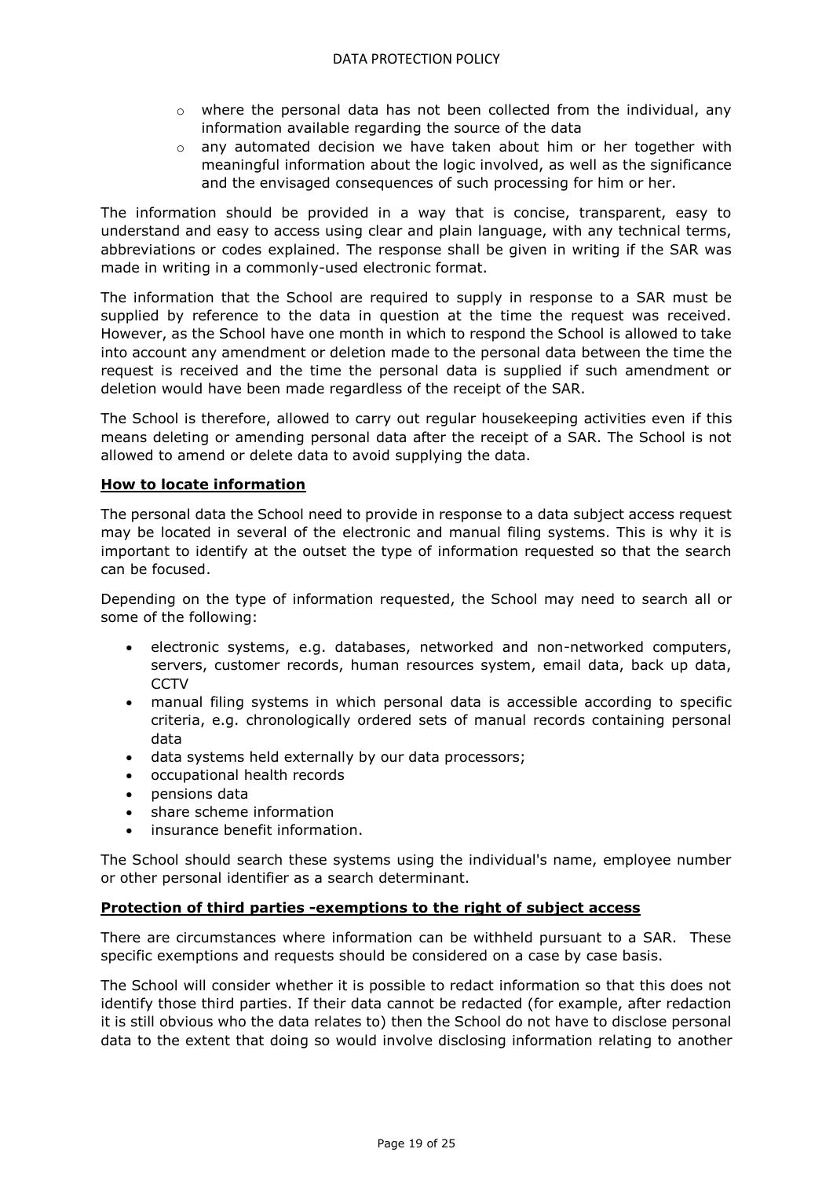- where the personal data has not been collected from the individual, any information available regarding the source of the data
- any automated decision we have taken about him or her together with meaningful information about the logic involved, as well as the significance and the envisaged consequences of such processing for him or her.

The information should be provided in a way that is concise, transparent, easy to understand and easy to access using clear and plain language, with any technical terms, abbreviations or codes explained. The response shall be given in writing if the SAR was made in writing in a commonly-used electronic format.

The information that the School are required to supply in response to a SAR must be supplied by reference to the data in question at the time the request was received. However, as the School have one month in which to respond the School is allowed to take into account any amendment or deletion made to the personal data between the time the request is received and the time the personal data is supplied if such amendment or deletion would have been made regardless of the receipt of the SAR.

The School is therefore, allowed to carry out regular housekeeping activities even if this means deleting or amending personal data after the receipt of a SAR. The School is not allowed to amend or delete data to avoid supplying the data.

**How to locate information**

The personal data the School need to provide in response to a data subject access request may be located in several of the electronic and manual filing systems. This is why it is important to identify at the outset the type of information requested so that the search can be focused.

Depending on the type of information requested, the School may need to search all or some of the following:

- electronic systems, e.g. databases, networked and non-networked computers, servers, customer records, human resources system, email data, back up data, CCTV
- manual filing systems in which personal data is accessible according to specific criteria, e.g. chronologically ordered sets of manual records containing personal data
- data systems held externally by our data processors;
- occupational health records
- pensions data
- share scheme information
- insurance benefit information.

The School should search these systems using the individual's name, employee number or other personal identifier as a search determinant.

**Protection of third parties -exemptions to the right of subject access**

There are circumstances where information can be withheld pursuant to a SAR. These specific exemptions and requests should be considered on a case by case basis.

The School will consider whether it is possible to redact information so that this does not identify those third parties. If their data cannot be redacted (for example, after redaction it is still obvious who the data relates to) then the School do not have to disclose personal data to the extent that doing so would involve disclosing information relating to another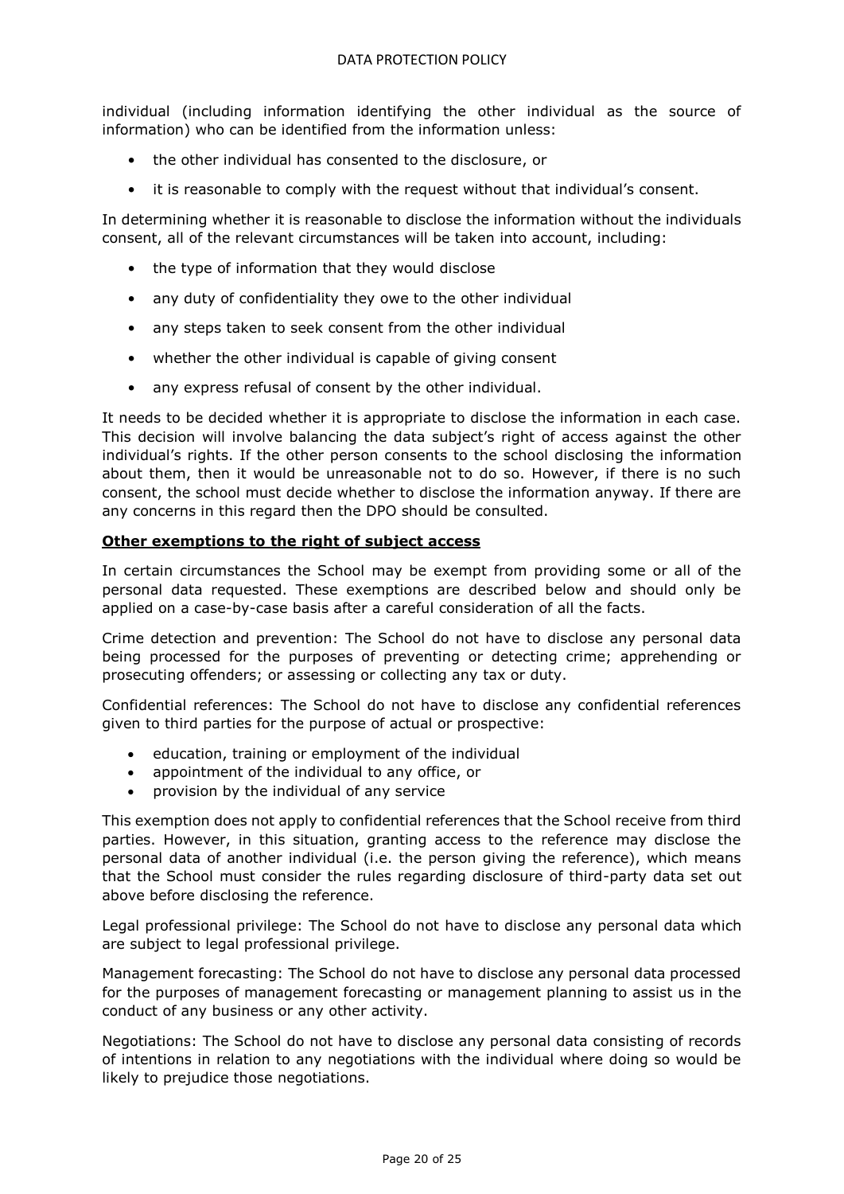individual (including information identifying the other individual as the source of information) who can be identified from the information unless:

- the other individual has consented to the disclosure, or
- it is reasonable to comply with the request without that individual's consent.

In determining whether it is reasonable to disclose the information without the individuals consent, all of the relevant circumstances will be taken into account, including:

- the type of information that they would disclose
- any duty of confidentiality they owe to the other individual
- any steps taken to seek consent from the other individual
- whether the other individual is capable of giving consent
- any express refusal of consent by the other individual.

It needs to be decided whether it is appropriate to disclose the information in each case. This decision will involve balancing the data subject's right of access against the other individual's rights. If the other person consents to the school disclosing the information about them, then it would be unreasonable not to do so. However, if there is no such consent, the school must decide whether to disclose the information anyway. If there are any concerns in this regard then the DPO should be consulted.

**Other exemptions to the right of subject access**

In certain circumstances the School may be exempt from providing some or all of the personal data requested. These exemptions are described below and should only be applied on a case-by-case basis after a careful consideration of all the facts.

Crime detection and prevention: The School do not have to disclose any personal data being processed for the purposes of preventing or detecting crime; apprehending or prosecuting offenders; or assessing or collecting any tax or duty.

Confidential references: The School do not have to disclose any confidential references given to third parties for the purpose of actual or prospective:

- education, training or employment of the individual
- appointment of the individual to any office, or
- provision by the individual of any service

This exemption does not apply to confidential references that the School receive from third parties. However, in this situation, granting access to the reference may disclose the personal data of another individual (i.e. the person giving the reference), which means that the School must consider the rules regarding disclosure of third-party data set out above before disclosing the reference.

Legal professional privilege: The School do not have to disclose any personal data which are subject to legal professional privilege.

Management forecasting: The School do not have to disclose any personal data processed for the purposes of management forecasting or management planning to assist us in the conduct of any business or any other activity.

Negotiations: The School do not have to disclose any personal data consisting of records of intentions in relation to any negotiations with the individual where doing so would be likely to prejudice those negotiations.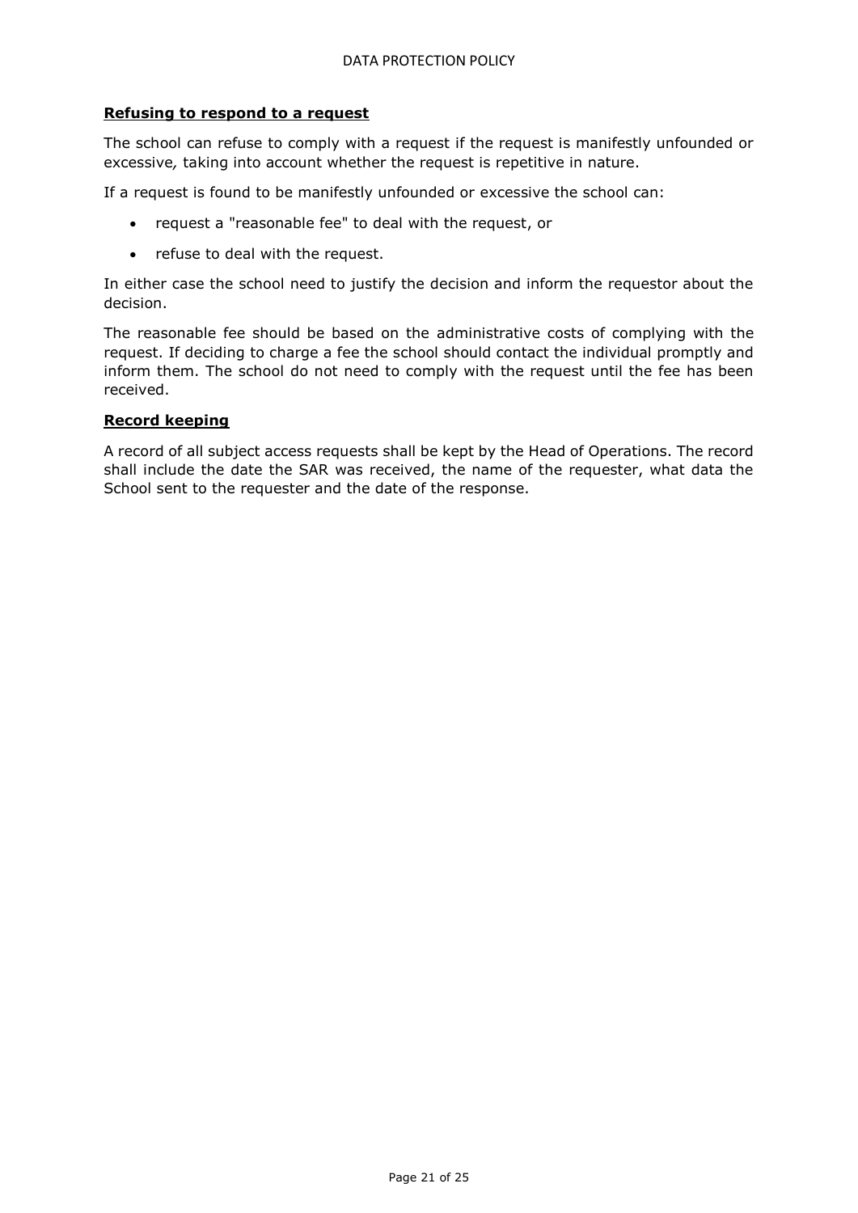### **Refusing to respond to a request**

The school can refuse to comply with a request if the request is manifestly unfounded or excessive*,* taking into account whether the request is repetitive in nature.

If a request is found to be manifestly unfounded or excessive the school can:

- request a "reasonable fee" to deal with the request, or
- refuse to deal with the request.

In either case the school need to justify the decision and inform the requestor about the decision.

The reasonable fee should be based on the administrative costs of complying with the request. If deciding to charge a fee the school should contact the individual promptly and inform them. The school do not need to comply with the request until the fee has been received.

### **Record keeping**

A record of all subject access requests shall be kept by the Head of Operations. The record shall include the date the SAR was received, the name of the requester, what data the School sent to the requester and the date of the response.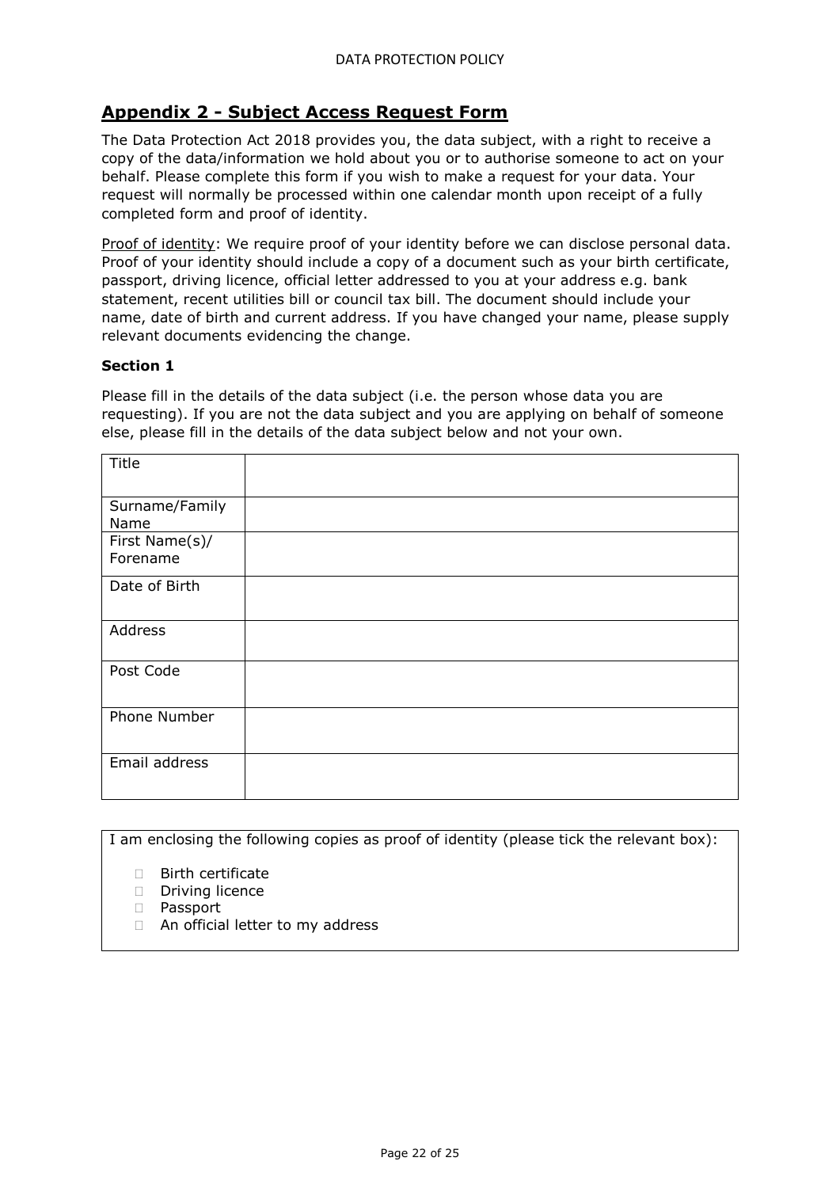## Appendix 2 - Subject Access Request Form

The Data Protection Act 2018 provides you, the data subject, with a right to receive a copy of the data/information we hold about you or to authorise someone to act on your behalf. Please complete this form if you wish to make a request for your data. Your request will normally be processed within one calendar month upon receipt of a fully completed form and proof of identity.

Proof of identity: We require proof of your identity before we can disclose personal data. Proof of your identity should include a copy of a document such as your birth certificate, passport, driving licence, official letter addressed to you at your address e.g. bank statement, recent utilities bill or council tax bill. The document should include your name, date of birth and current address. If you have changed your name, please supply relevant documents evidencing the change.

**Section 1**

Please fill in the details of the data subject (i.e. the person whose data you are requesting). If you are not the data subject and you are applying on behalf of someone else, please fill in the details of the data subject below and not your own.

| Title | |
|---|---|
| Surname/Family Name | |
| First Name(s)/ Forename | |
| Date of Birth | |
| Address | |
| Post Code | |
| Phone Number | |
| Email address | |

I am enclosing the following copies as proof of identity (please tick the relevant box):

- ☐ Birth certificate
- ☐ Driving licence
- ☐ Passport
- ☐ An official letter to my address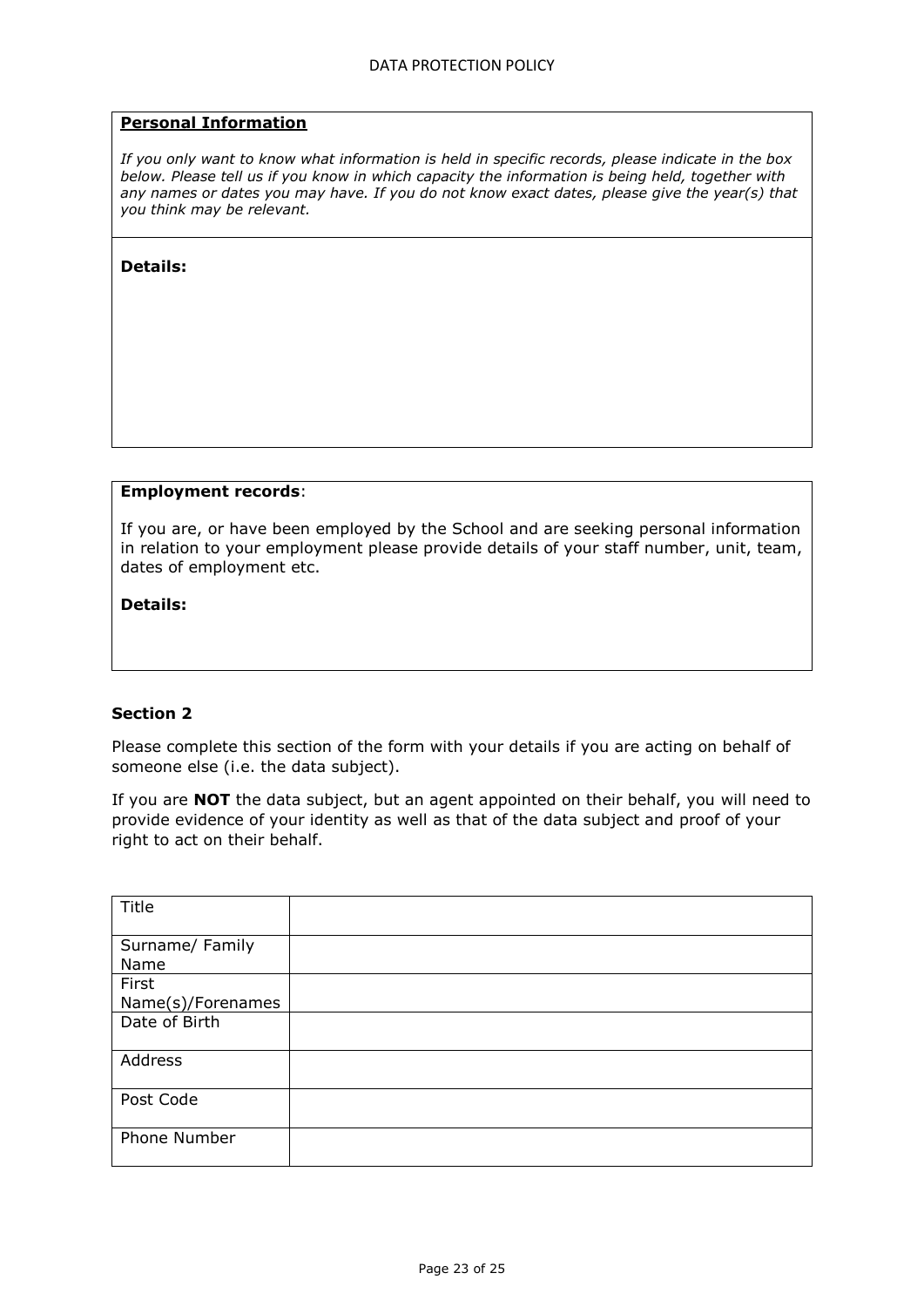**Personal Information**

*If you only want to know what information is held in specific records, please indicate in the box below. Please tell us if you know in which capacity the information is being held, together with any names or dates you may have. If you do not know exact dates, please give the year(s) that you think may be relevant.*

**Details:**

**Employment records**:

If you are, or have been employed by the School and are seeking personal information in relation to your employment please provide details of your staff number, unit, team, dates of employment etc.

**Details:**

**Section 2**

Please complete this section of the form with your details if you are acting on behalf of someone else (i.e. the data subject).

If you are **NOT** the data subject, but an agent appointed on their behalf, you will need to provide evidence of your identity as well as that of the data subject and proof of your right to act on their behalf.

| Title | |
|---|---|
| Surname/ Family Name | |
| First Name(s)/Forenames | |
| Date of Birth | |
| Address | |
| Post Code | |
| Phone Number | |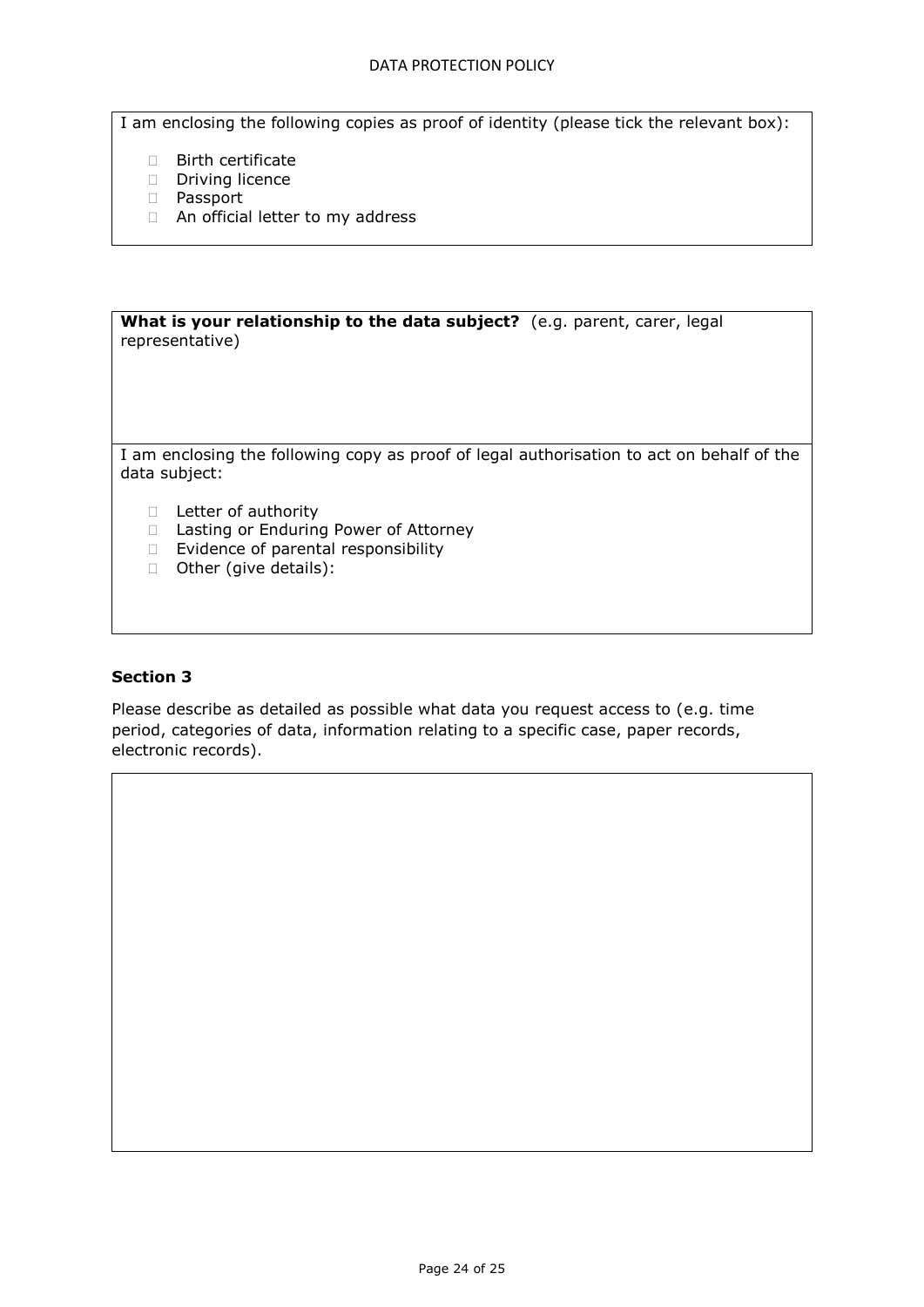I am enclosing the following copies as proof of identity (please tick the relevant box):

- ☐ Birth certificate
- ☐ Driving licence
- ☐ Passport
- ☐ An official letter to my address

**What is your relationship to the data subject?** (e.g. parent, carer, legal representative)

I am enclosing the following copy as proof of legal authorisation to act on behalf of the data subject:

- ☐ Letter of authority
- ☐ Lasting or Enduring Power of Attorney
- ☐ Evidence of parental responsibility
- ☐ Other (give details):

**Section 3**

Please describe as detailed as possible what data you request access to (e.g. time period, categories of data, information relating to a specific case, paper records, electronic records).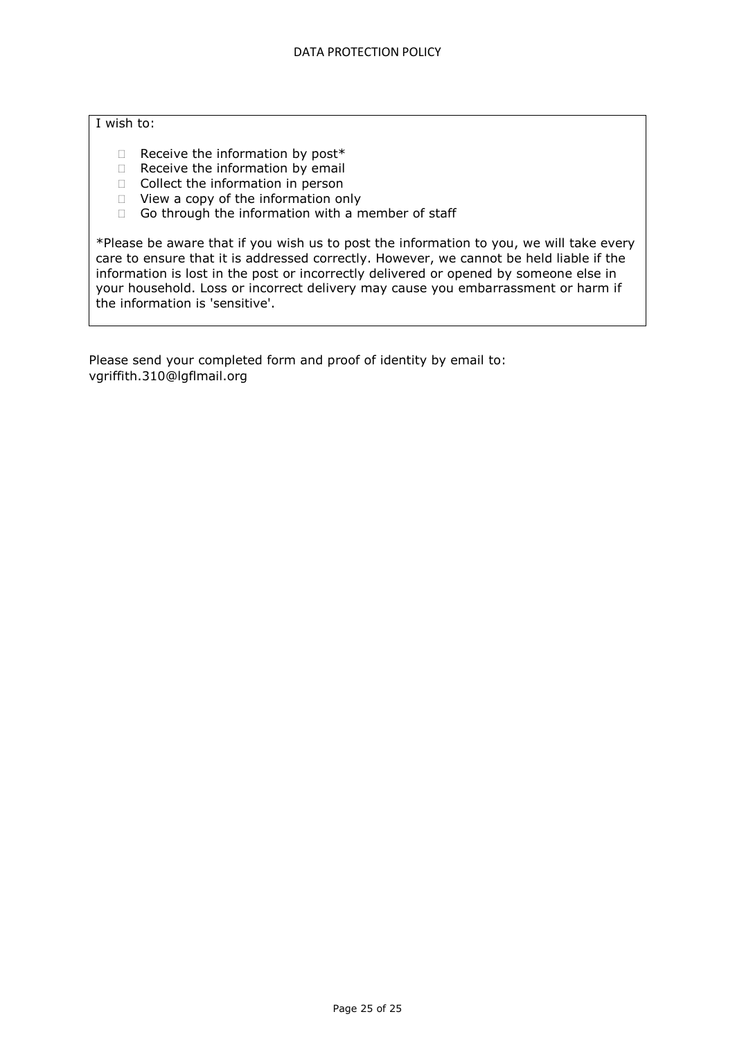I wish to:

- ☐ Receive the information by post*
- ☐ Receive the information by email
- ☐ Collect the information in person
- ☐ View a copy of the information only
- ☐ Go through the information with a member of staff

*Please be aware that if you wish us to post the information to you, we will take every care to ensure that it is addressed correctly. However, we cannot be held liable if the information is lost in the post or incorrectly delivered or opened by someone else in your household. Loss or incorrect delivery may cause you embarrassment or harm if the information is 'sensitive'.

Please send your completed form and proof of identity by email to:
vgriffith.310@lgflmail.org